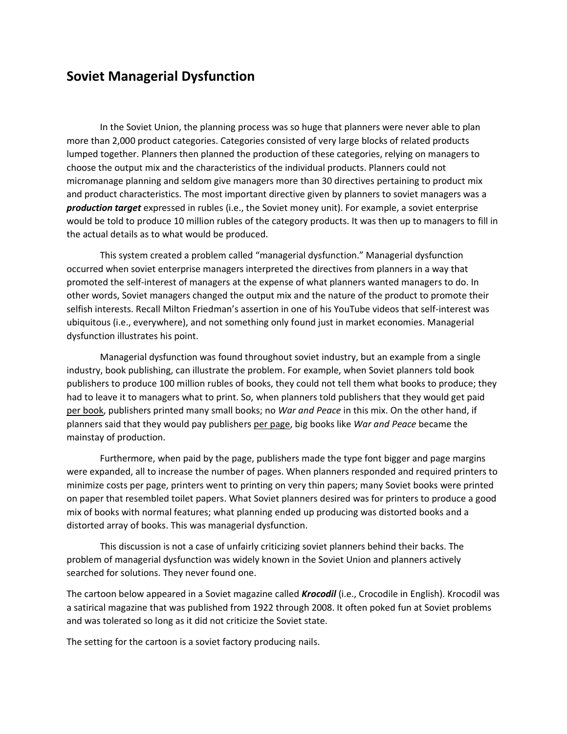# Soviet Managerial Dysfunction

In the Soviet Union, the planning process was so huge that planners were never able to plan more than 2,000 product categories. Categories consisted of very large blocks of related products lumped together. Planners then planned the production of these categories, relying on managers to choose the output mix and the characteristics of the individual products. Planners could not micromanage planning and seldom give managers more than 30 directives pertaining to product mix and product characteristics. The most important directive given by planners to soviet managers was a ***production target*** expressed in rubles (i.e., the Soviet money unit). For example, a soviet enterprise would be told to produce 10 million rubles of the category products. It was then up to managers to fill in the actual details as to what would be produced.

This system created a problem called "managerial dysfunction." Managerial dysfunction occurred when soviet enterprise managers interpreted the directives from planners in a way that promoted the self-interest of managers at the expense of what planners wanted managers to do. In other words, Soviet managers changed the output mix and the nature of the product to promote their selfish interests. Recall Milton Friedman's assertion in one of his YouTube videos that self-interest was ubiquitous (i.e., everywhere), and not something only found just in market economies. Managerial dysfunction illustrates his point.

Managerial dysfunction was found throughout soviet industry, but an example from a single industry, book publishing, can illustrate the problem. For example, when Soviet planners told book publishers to produce 100 million rubles of books, they could not tell them what books to produce; they had to leave it to managers what to print. So, when planners told publishers that they would get paid <u>per book</u>, publishers printed many small books; no *War and Peace* in this mix. On the other hand, if planners said that they would pay publishers <u>per page</u>, big books like *War and Peace* became the mainstay of production.

Furthermore, when paid by the page, publishers made the type font bigger and page margins were expanded, all to increase the number of pages. When planners responded and required printers to minimize costs per page, printers went to printing on very thin papers; many Soviet books were printed on paper that resembled toilet papers. What Soviet planners desired was for printers to produce a good mix of books with normal features; what planning ended up producing was distorted books and a distorted array of books. This was managerial dysfunction.

This discussion is not a case of unfairly criticizing soviet planners behind their backs. The problem of managerial dysfunction was widely known in the Soviet Union and planners actively searched for solutions. They never found one.

The cartoon below appeared in a Soviet magazine called ***Krocodil*** (i.e., Crocodile in English). Krocodil was a satirical magazine that was published from 1922 through 2008. It often poked fun at Soviet problems and was tolerated so long as it did not criticize the Soviet state.

The setting for the cartoon is a soviet factory producing nails.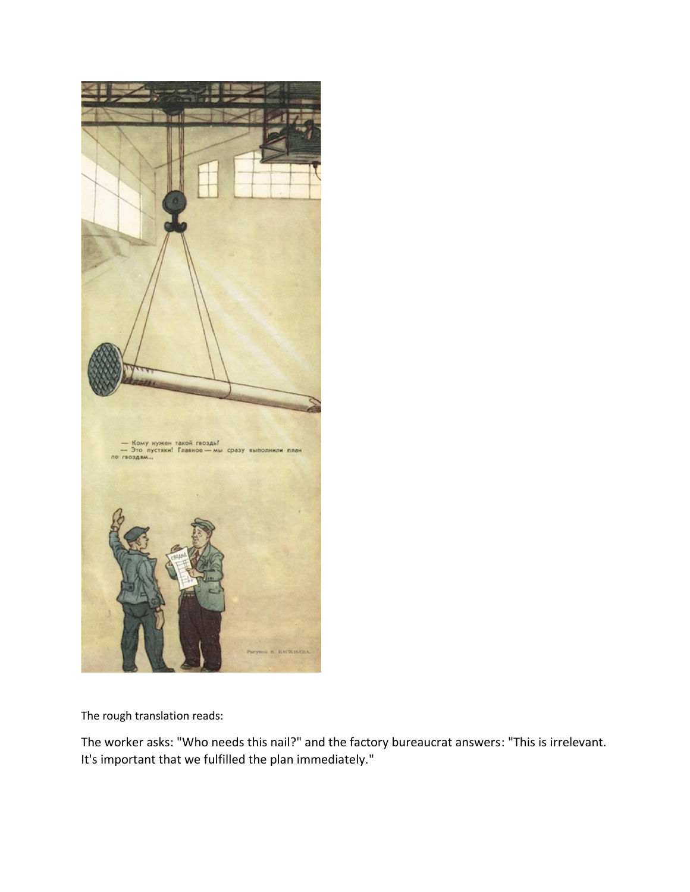— Кому нужен такой гвоздь?
— Это пустяки! Главное — мы сразу выполнили план по гвоздям...

Рисунок В. ВАСИЛЬЕВА.

The rough translation reads:

The worker asks: "Who needs this nail?" and the factory bureaucrat answers: "This is irrelevant. It's important that we fulfilled the plan immediately."